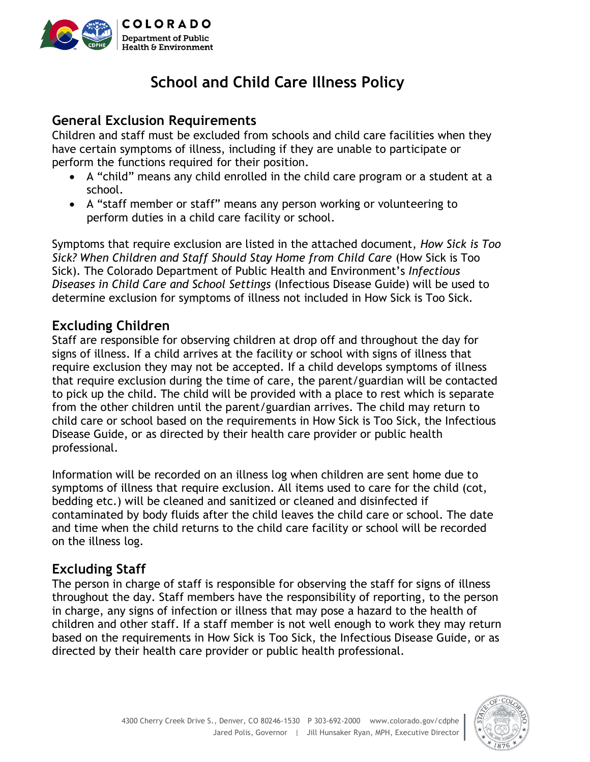# School and Child Care Illness Policy

## General Exclusion Requirements

Children and staff must be excluded from schools and child care facilities when they have certain symptoms of illness, including if they are unable to participate or perform the functions required for their position.

- A "child" means any child enrolled in the child care program or a student at a school.
- A "staff member or staff" means any person working or volunteering to perform duties in a child care facility or school.

Symptoms that require exclusion are listed in the attached document, *How Sick is Too Sick? When Children and Staff Should Stay Home from Child Care* (How Sick is Too Sick). The Colorado Department of Public Health and Environment's *Infectious Diseases in Child Care and School Settings* (Infectious Disease Guide) will be used to determine exclusion for symptoms of illness not included in How Sick is Too Sick.

## Excluding Children

Staff are responsible for observing children at drop off and throughout the day for signs of illness. If a child arrives at the facility or school with signs of illness that require exclusion they may not be accepted. If a child develops symptoms of illness that require exclusion during the time of care, the parent/guardian will be contacted to pick up the child. The child will be provided with a place to rest which is separate from the other children until the parent/guardian arrives. The child may return to child care or school based on the requirements in How Sick is Too Sick, the Infectious Disease Guide, or as directed by their health care provider or public health professional.

Information will be recorded on an illness log when children are sent home due to symptoms of illness that require exclusion. All items used to care for the child (cot, bedding etc.) will be cleaned and sanitized or cleaned and disinfected if contaminated by body fluids after the child leaves the child care or school. The date and time when the child returns to the child care facility or school will be recorded on the illness log.

## Excluding Staff

The person in charge of staff is responsible for observing the staff for signs of illness throughout the day. Staff members have the responsibility of reporting, to the person in charge, any signs of infection or illness that may pose a hazard to the health of children and other staff. If a staff member is not well enough to work they may return based on the requirements in How Sick is Too Sick, the Infectious Disease Guide, or as directed by their health care provider or public health professional.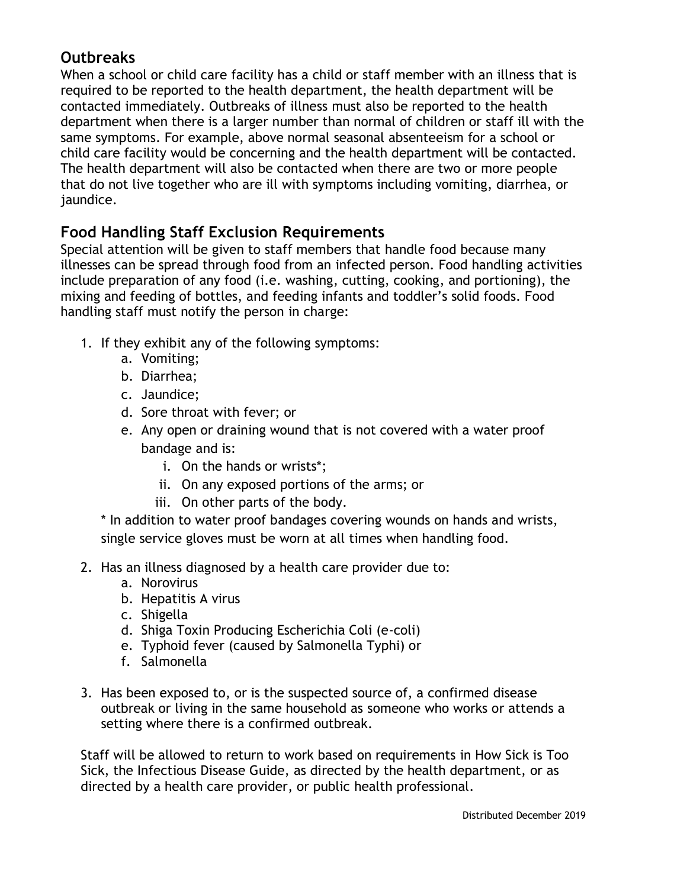## Outbreaks

When a school or child care facility has a child or staff member with an illness that is required to be reported to the health department, the health department will be contacted immediately. Outbreaks of illness must also be reported to the health department when there is a larger number than normal of children or staff ill with the same symptoms. For example, above normal seasonal absenteeism for a school or child care facility would be concerning and the health department will be contacted. The health department will also be contacted when there are two or more people that do not live together who are ill with symptoms including vomiting, diarrhea, or jaundice.

## Food Handling Staff Exclusion Requirements

Special attention will be given to staff members that handle food because many illnesses can be spread through food from an infected person. Food handling activities include preparation of any food (i.e. washing, cutting, cooking, and portioning), the mixing and feeding of bottles, and feeding infants and toddler's solid foods. Food handling staff must notify the person in charge:

1. If they exhibit any of the following symptoms:
   a. Vomiting;
   b. Diarrhea;
   c. Jaundice;
   d. Sore throat with fever; or
   e. Any open or draining wound that is not covered with a water proof bandage and is:
      i. On the hands or wrists*;
      ii. On any exposed portions of the arms; or
      iii. On other parts of the body.

   * In addition to water proof bandages covering wounds on hands and wrists, single service gloves must be worn at all times when handling food.

2. Has an illness diagnosed by a health care provider due to:
   a. Norovirus
   b. Hepatitis A virus
   c. Shigella
   d. Shiga Toxin Producing Escherichia Coli (e-coli)
   e. Typhoid fever (caused by Salmonella Typhi) or
   f. Salmonella

3. Has been exposed to, or is the suspected source of, a confirmed disease outbreak or living in the same household as someone who works or attends a setting where there is a confirmed outbreak.

Staff will be allowed to return to work based on requirements in How Sick is Too Sick, the Infectious Disease Guide, as directed by the health department, or as directed by a health care provider, or public health professional.

Distributed December 2019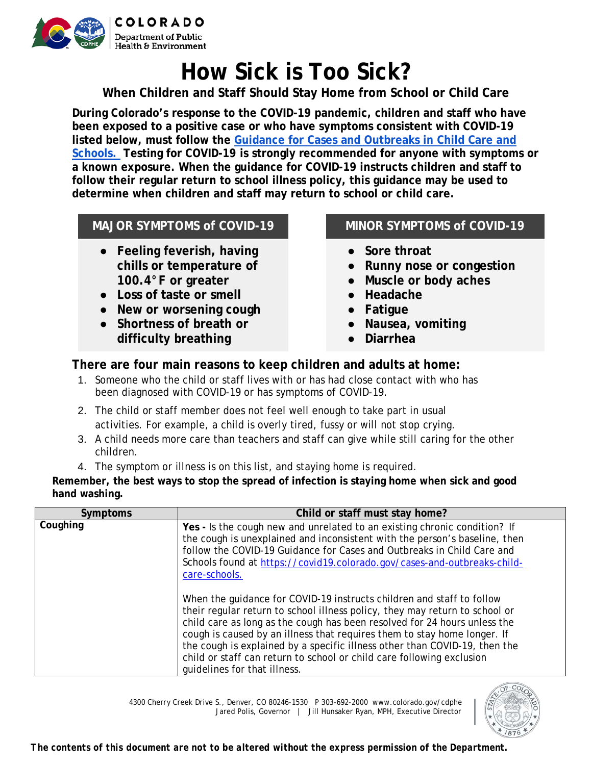# How Sick is Too Sick?

**When Children and Staff Should Stay Home from School or Child Care**

**During Colorado's response to the COVID-19 pandemic, children and staff who have been exposed to a positive case or who have symptoms consistent with COVID-19 listed below, must follow the [Guidance for Cases and Outbreaks in Child Care and Schools.](https://covid19.colorado.gov/cases-and-outbreaks-child-care-schools) Testing for COVID-19 is strongly recommended for anyone with symptoms or a known exposure. When the guidance for COVID-19 instructs children and staff to follow their regular return to school illness policy, this guidance may be used to determine when children and staff may return to school or child care.**

| MAJOR SYMPTOMS of COVID-19 | MINOR SYMPTOMS of COVID-19 |
|---|---|
| • Feeling feverish, having chills or temperature of 100.4° F or greater<br>• Loss of taste or smell<br>• New or worsening cough<br>• Shortness of breath or difficulty breathing | • Sore throat<br>• Runny nose or congestion<br>• Muscle or body aches<br>• Headache<br>• Fatigue<br>• Nausea, vomiting<br>• Diarrhea |

### There are four main reasons to keep children and adults at home:

1. Someone who the child or staff lives with or has had close contact with who has been diagnosed with COVID-19 or has symptoms of COVID-19.
2. The child or staff member does not feel well enough to take part in usual activities. For example, a child is overly tired, fussy or will not stop crying.
3. A child needs more care than teachers and staff can give while still caring for the other children.
4. The symptom or illness is on this list, and staying home is required.

**Remember, the best ways to stop the spread of infection is staying home when sick and good hand washing.**

| Symptoms | Child or staff must stay home? |
|---|---|
| **Coughing** | **Yes -** Is the cough new and unrelated to an existing chronic condition? If the cough is unexplained and inconsistent with the person's baseline, then follow the COVID-19 Guidance for Cases and Outbreaks in Child Care and Schools found at [https://covid19.colorado.gov/cases-and-outbreaks-child-care-schools.](https://covid19.colorado.gov/cases-and-outbreaks-child-care-schools)<br><br>When the guidance for COVID-19 instructs children and staff to follow their regular return to school illness policy, they may return to school or child care as long as the cough has been resolved for 24 hours unless the cough is caused by an illness that requires them to stay home longer. If the cough is explained by a specific illness other than COVID-19, then the child or staff can return to school or child care following exclusion guidelines for that illness. |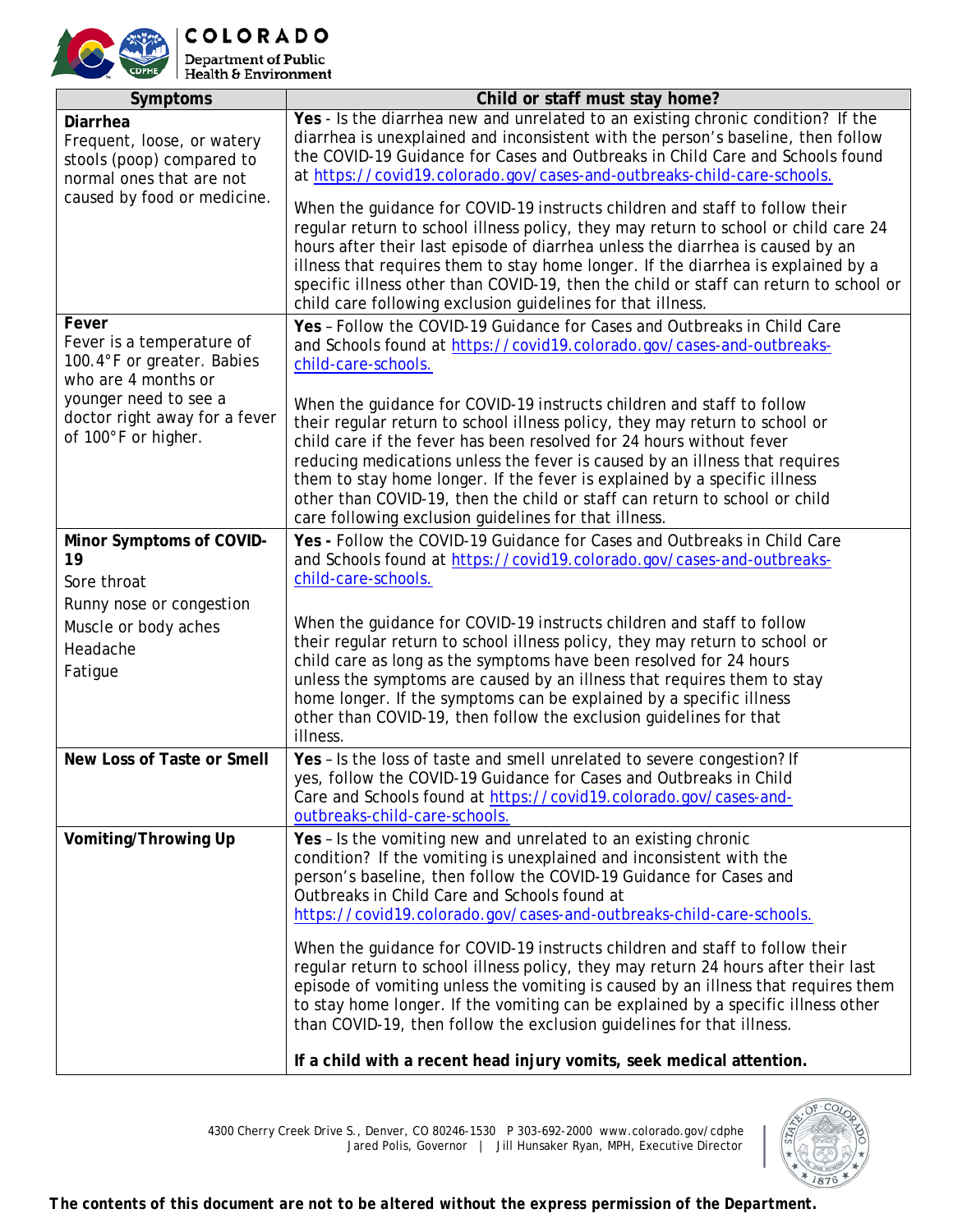| Symptoms | Child or staff must stay home? |
|---|---|
| **Diarrhea**<br>Frequent, loose, or watery stools (poop) compared to normal ones that are not caused by food or medicine. | **Yes** - Is the diarrhea new and unrelated to an existing chronic condition? If the diarrhea is unexplained and inconsistent with the person's baseline, then follow the COVID-19 Guidance for Cases and Outbreaks in Child Care and Schools found at [https://covid19.colorado.gov/cases-and-outbreaks-child-care-schools.](https://covid19.colorado.gov/cases-and-outbreaks-child-care-schools)<br><br>When the guidance for COVID-19 instructs children and staff to follow their regular return to school illness policy, they may return to school or child care 24 hours after their last episode of diarrhea unless the diarrhea is caused by an illness that requires them to stay home longer. If the diarrhea is explained by a specific illness other than COVID-19, then the child or staff can return to school or child care following exclusion guidelines for that illness. |
| **Fever**<br>Fever is a temperature of 100.4°F or greater. Babies who are 4 months or younger need to see a doctor right away for a fever of 100°F or higher. | **Yes** – Follow the COVID-19 Guidance for Cases and Outbreaks in Child Care and Schools found at [https://covid19.colorado.gov/cases-and-outbreaks-child-care-schools.](https://covid19.colorado.gov/cases-and-outbreaks-child-care-schools)<br><br>When the guidance for COVID-19 instructs children and staff to follow their regular return to school illness policy, they may return to school or child care if the fever has been resolved for 24 hours without fever reducing medications unless the fever is caused by an illness that requires them to stay home longer. If the fever is explained by a specific illness other than COVID-19, then the child or staff can return to school or child care following exclusion guidelines for that illness. |
| **Minor Symptoms of COVID-19**<br>Sore throat<br>Runny nose or congestion<br>Muscle or body aches<br>Headache<br>Fatigue | **Yes -** Follow the COVID-19 Guidance for Cases and Outbreaks in Child Care and Schools found at [https://covid19.colorado.gov/cases-and-outbreaks-child-care-schools.](https://covid19.colorado.gov/cases-and-outbreaks-child-care-schools)<br><br>When the guidance for COVID-19 instructs children and staff to follow their regular return to school illness policy, they may return to school or child care as long as the symptoms have been resolved for 24 hours unless the symptoms are caused by an illness that requires them to stay home longer. If the symptoms can be explained by a specific illness other than COVID-19, then follow the exclusion guidelines for that illness. |
| **New Loss of Taste or Smell** | **Yes** – Is the loss of taste and smell unrelated to severe congestion? If yes, follow the COVID-19 Guidance for Cases and Outbreaks in Child Care and Schools found at [https://covid19.colorado.gov/cases-and-outbreaks-child-care-schools.](https://covid19.colorado.gov/cases-and-outbreaks-child-care-schools) |
| **Vomiting/Throwing Up** | **Yes** – Is the vomiting new and unrelated to an existing chronic condition? If the vomiting is unexplained and inconsistent with the person's baseline, then follow the COVID-19 Guidance for Cases and Outbreaks in Child Care and Schools found at [https://covid19.colorado.gov/cases-and-outbreaks-child-care-schools.](https://covid19.colorado.gov/cases-and-outbreaks-child-care-schools)<br><br>When the guidance for COVID-19 instructs children and staff to follow their regular return to school illness policy, they may return 24 hours after their last episode of vomiting unless the vomiting is caused by an illness that requires them to stay home longer. If the vomiting can be explained by a specific illness other than COVID-19, then follow the exclusion guidelines for that illness.<br><br>**If a child with a recent head injury vomits, seek medical attention.** |

***The contents of this document are not to be altered without the express permission of the Department.***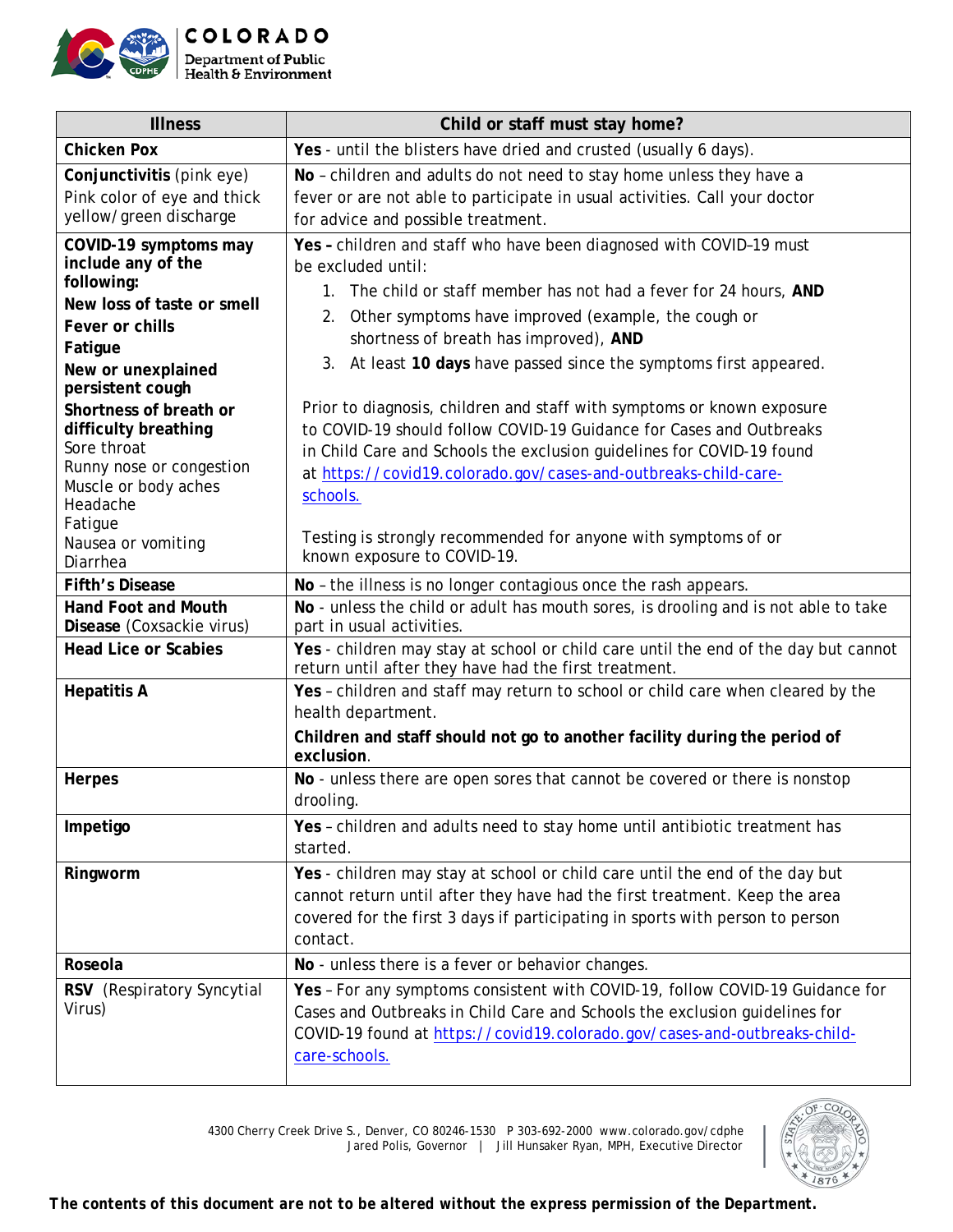| Illness | Child or staff must stay home? |
| --- | --- |
| **Chicken Pox** | **Yes** - until the blisters have dried and crusted (usually 6 days). |
| **Conjunctivitis** (pink eye) Pink color of eye and thick yellow/green discharge | **No** – children and adults do not need to stay home unless they have a fever or are not able to participate in usual activities. Call your doctor for advice and possible treatment. |
| **COVID-19 symptoms may include any of the following:** **New loss of taste or smell** **Fever or chills** **Fatigue** **New or unexplained persistent cough** **Shortness of breath or difficulty breathing** Sore throat Runny nose or congestion Muscle or body aches Headache Fatigue Nausea or vomiting Diarrhea | **Yes –** children and staff who have been diagnosed with COVID–19 must be excluded until: 1. The child or staff member has not had a fever for 24 hours, **AND** 2. Other symptoms have improved (example, the cough or shortness of breath has improved), **AND** 3. At least **10 days** have passed since the symptoms first appeared. Prior to diagnosis, children and staff with symptoms or known exposure to COVID-19 should follow COVID-19 Guidance for Cases and Outbreaks in Child Care and Schools the exclusion guidelines for COVID-19 found at [https://covid19.colorado.gov/cases-and-outbreaks-child-care-schools.](https://covid19.colorado.gov/cases-and-outbreaks-child-care-schools) Testing is strongly recommended for anyone with symptoms of or known exposure to COVID-19. |
| **Fifth's Disease** | **No** – the illness is no longer contagious once the rash appears. |
| **Hand Foot and Mouth Disease** (Coxsackie virus) | **No** - unless the child or adult has mouth sores, is drooling and is not able to take part in usual activities. |
| **Head Lice or Scabies** | **Yes** - children may stay at school or child care until the end of the day but cannot return until after they have had the first treatment. |
| **Hepatitis A** | **Yes** – children and staff may return to school or child care when cleared by the health department. **Children and staff should not go to another facility during the period of exclusion**. |
| **Herpes** | **No** - unless there are open sores that cannot be covered or there is nonstop drooling. |
| **Impetigo** | **Yes** – children and adults need to stay home until antibiotic treatment has started. |
| **Ringworm** | **Yes** - children may stay at school or child care until the end of the day but cannot return until after they have had the first treatment. Keep the area covered for the first 3 days if participating in sports with person to person contact. |
| **Roseola** | **No** - unless there is a fever or behavior changes. |
| **RSV** (Respiratory Syncytial Virus) | **Yes** – For any symptoms consistent with COVID-19, follow COVID-19 Guidance for Cases and Outbreaks in Child Care and Schools the exclusion guidelines for COVID-19 found at [https://covid19.colorado.gov/cases-and-outbreaks-child-care-schools.](https://covid19.colorado.gov/cases-and-outbreaks-child-care-schools) |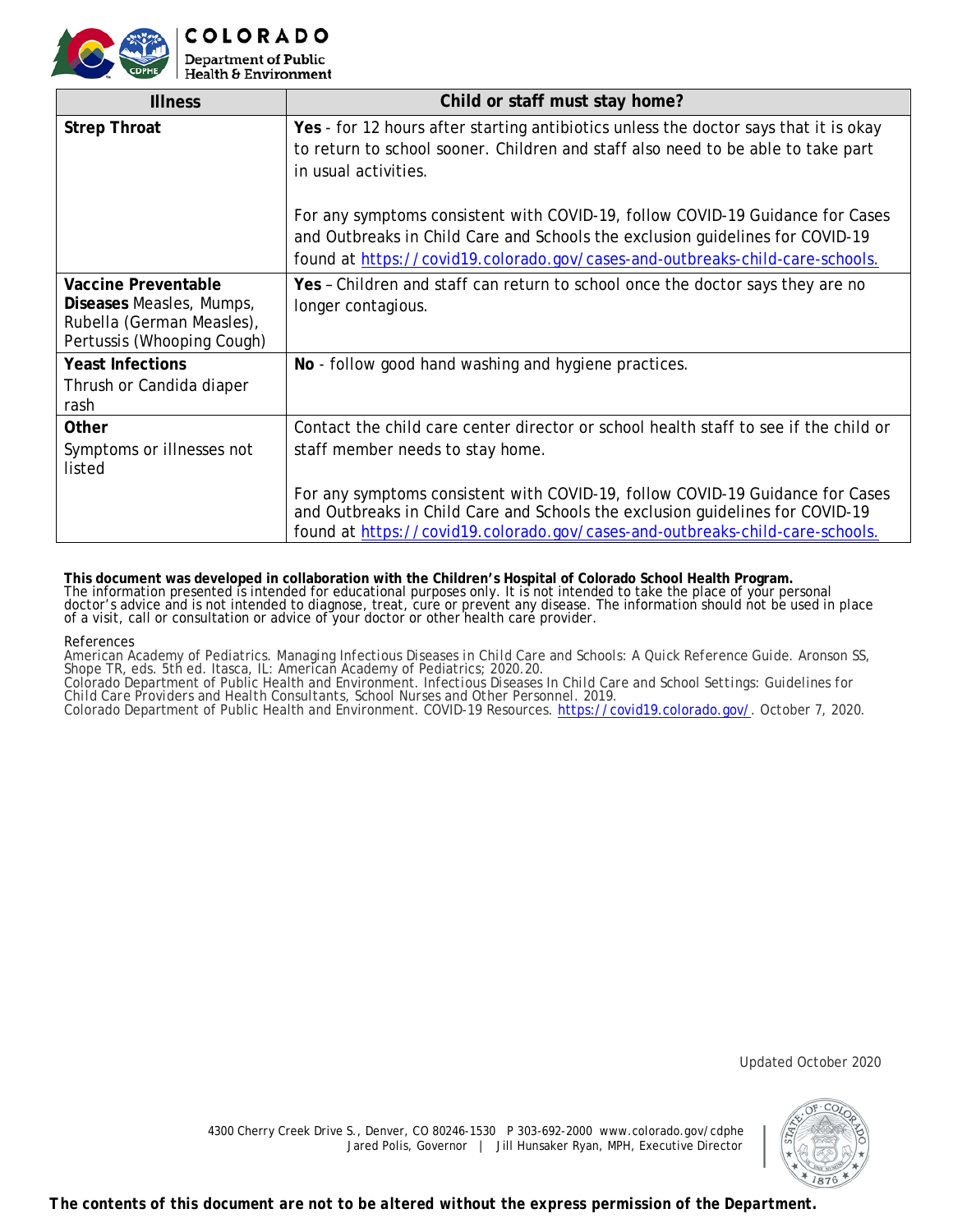| Illness | Child or staff must stay home? |
|---|---|
| **Strep Throat** | **Yes** - for 12 hours after starting antibiotics unless the doctor says that it is okay to return to school sooner. Children and staff also need to be able to take part in usual activities.<br><br>For any symptoms consistent with COVID-19, follow COVID-19 Guidance for Cases and Outbreaks in Child Care and Schools the exclusion guidelines for COVID-19 found at https://covid19.colorado.gov/cases-and-outbreaks-child-care-schools. |
| **Vaccine Preventable Diseases** Measles, Mumps, Rubella (German Measles), Pertussis (Whooping Cough) | **Yes** – Children and staff can return to school once the doctor says they are no longer contagious. |
| **Yeast Infections**<br>Thrush or Candida diaper rash | **No** - follow good hand washing and hygiene practices. |
| **Other**<br>Symptoms or illnesses not listed | Contact the child care center director or school health staff to see if the child or staff member needs to stay home.<br><br>For any symptoms consistent with COVID-19, follow COVID-19 Guidance for Cases and Outbreaks in Child Care and Schools the exclusion guidelines for COVID-19 found at https://covid19.colorado.gov/cases-and-outbreaks-child-care-schools. |

**This document was developed in collaboration with the Children's Hospital of Colorado School Health Program.**
The information presented is intended for educational purposes only. It is not intended to take the place of your personal doctor's advice and is not intended to diagnose, treat, cure or prevent any disease. The information should not be used in place of a visit, call or consultation or advice of your doctor or other health care provider.

References
American Academy of Pediatrics. Managing Infectious Diseases in Child Care and Schools: A Quick Reference Guide. Aronson SS, Shope TR, eds. 5th ed. Itasca, IL: American Academy of Pediatrics; 2020.20.
Colorado Department of Public Health and Environment. Infectious Diseases In Child Care and School Settings: Guidelines for Child Care Providers and Health Consultants, School Nurses and Other Personnel. 2019.
Colorado Department of Public Health and Environment. COVID-19 Resources. https://covid19.colorado.gov/. October 7, 2020.

Updated October 2020

4300 Cherry Creek Drive S., Denver, CO 80246-1530 P 303-692-2000 www.colorado.gov/cdphe
Jared Polis, Governor | Jill Hunsaker Ryan, MPH, Executive Director

***The contents of this document are not to be altered without the express permission of the Department.***